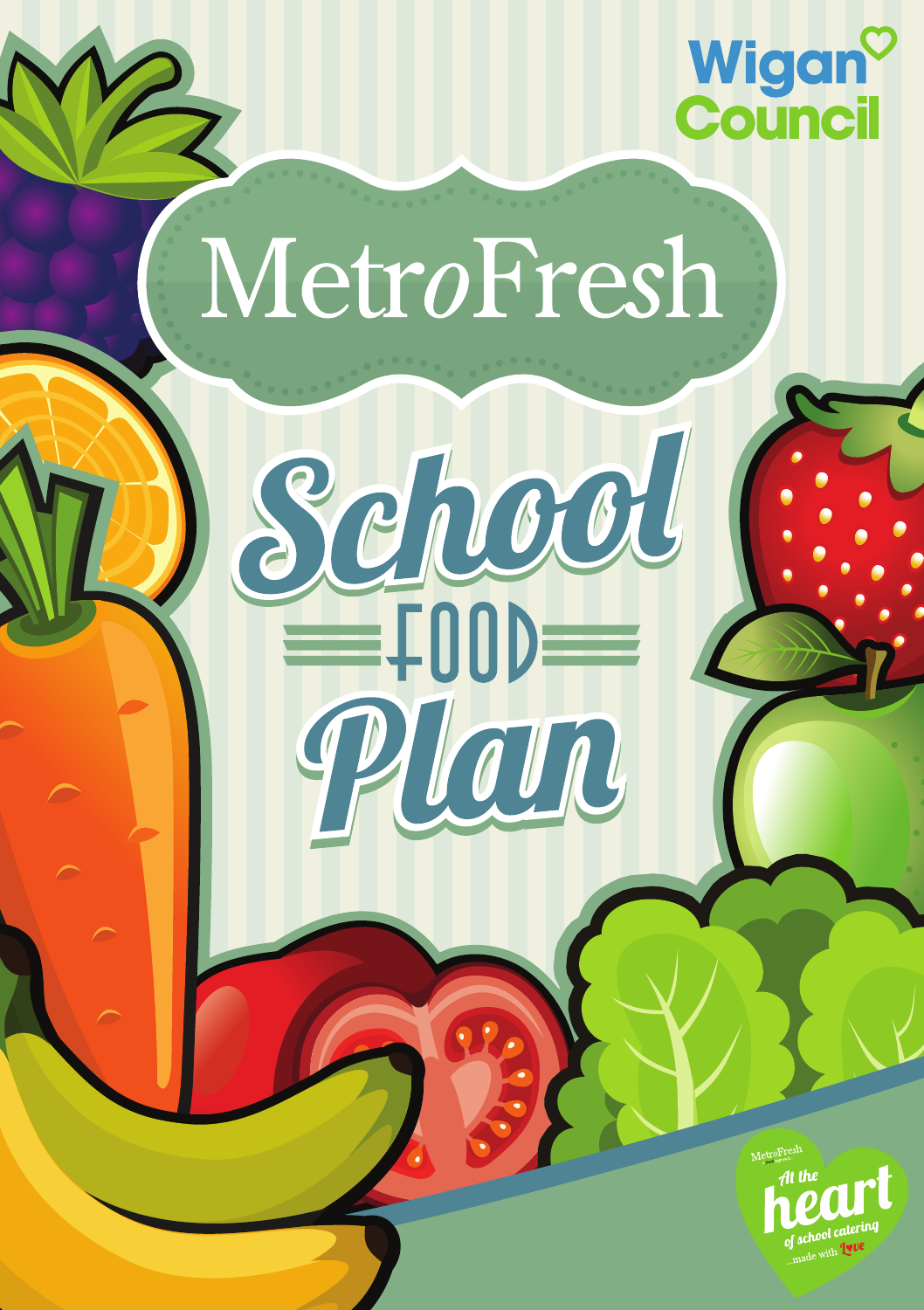Wigan Council

# MetroFresh

# School FOOD Plan

MetroFresh

At the heart of school catering

...made with love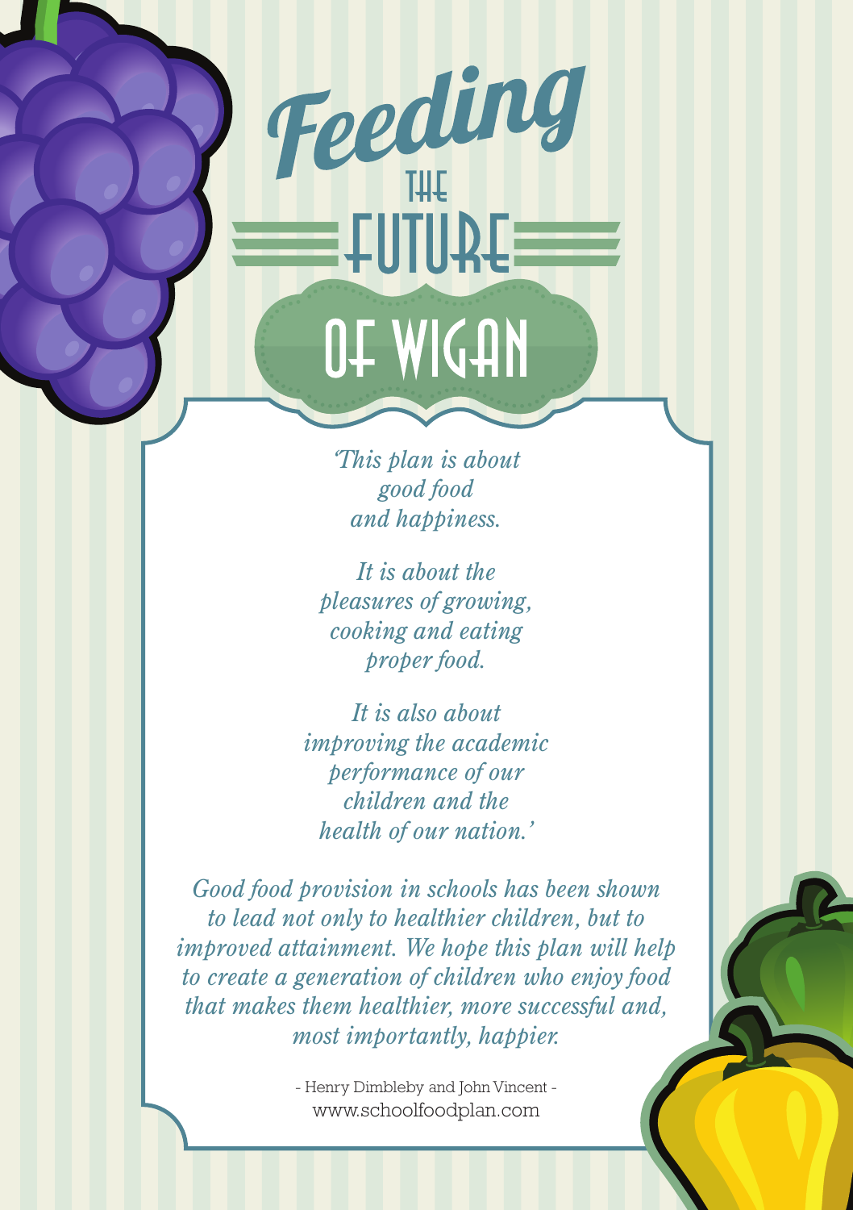# Feeding the Future of Wigan

*'This plan is about good food and happiness.*

*It is about the pleasures of growing, cooking and eating proper food.*

*It is also about improving the academic performance of our children and the health of our nation.'*

*Good food provision in schools has been shown to lead not only to healthier children, but to improved attainment. We hope this plan will help to create a generation of children who enjoy food that makes them healthier, more successful and, most importantly, happier.*

- Henry Dimbleby and John Vincent -
www.schoolfoodplan.com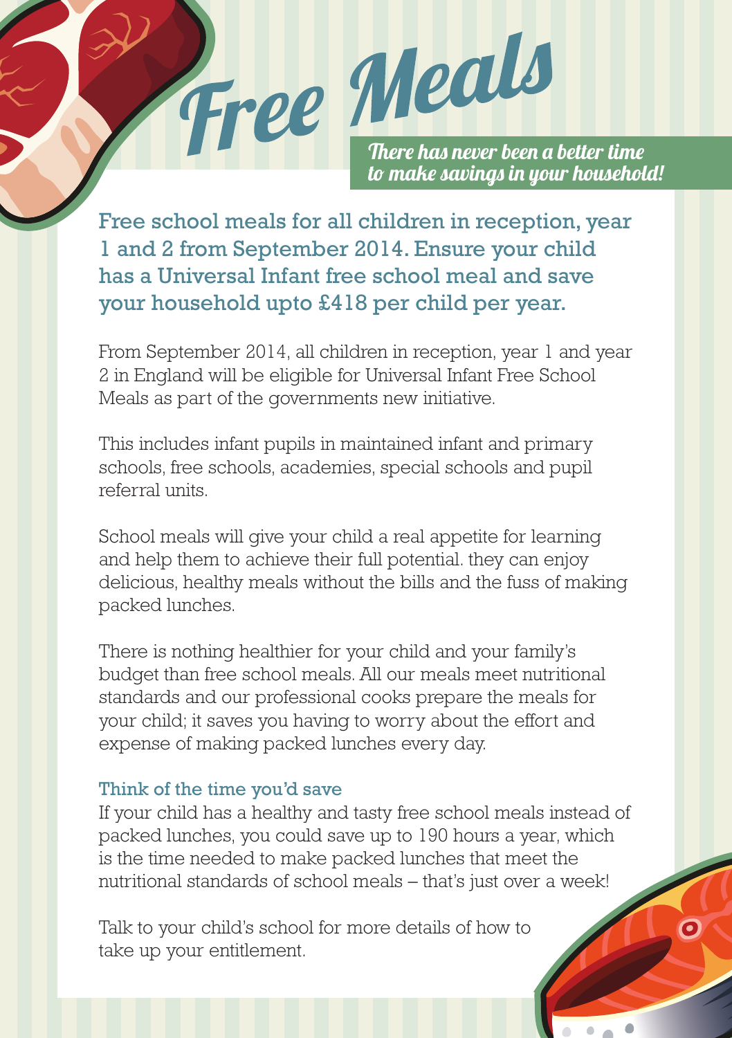# Free Meals

*There has never been a better time to make savings in your household!*

## Free school meals for all children in reception, year 1 and 2 from September 2014. Ensure your child has a Universal Infant free school meal and save your household upto £418 per child per year.

From September 2014, all children in reception, year 1 and year 2 in England will be eligible for Universal Infant Free School Meals as part of the governments new initiative.

This includes infant pupils in maintained infant and primary schools, free schools, academies, special schools and pupil referral units.

School meals will give your child a real appetite for learning and help them to achieve their full potential. they can enjoy delicious, healthy meals without the bills and the fuss of making packed lunches.

There is nothing healthier for your child and your family's budget than free school meals. All our meals meet nutritional standards and our professional cooks prepare the meals for your child; it saves you having to worry about the effort and expense of making packed lunches every day.

### Think of the time you'd save

If your child has a healthy and tasty free school meals instead of packed lunches, you could save up to 190 hours a year, which is the time needed to make packed lunches that meet the nutritional standards of school meals – that's just over a week!

Talk to your child's school for more details of how to take up your entitlement.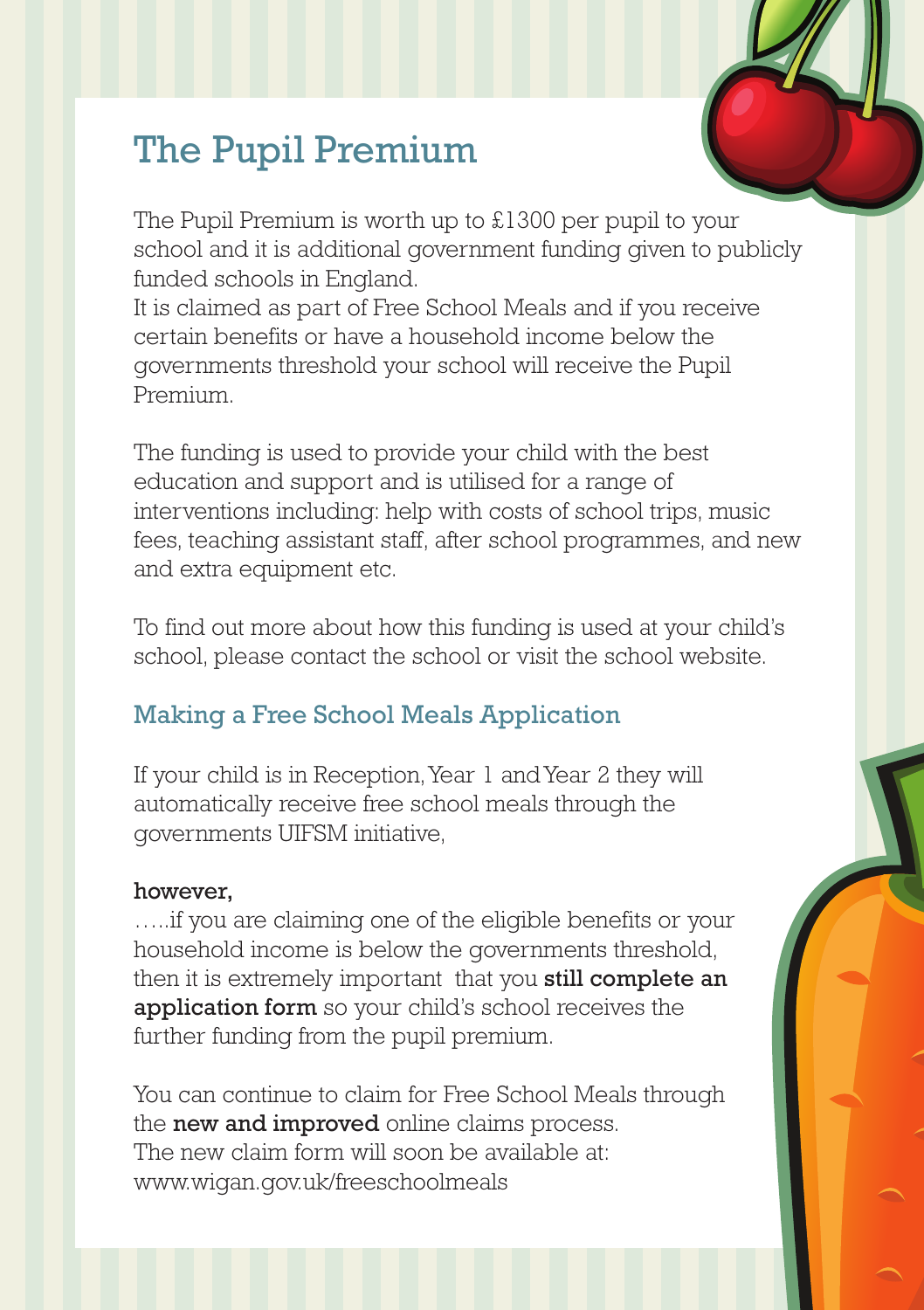# The Pupil Premium

The Pupil Premium is worth up to £1300 per pupil to your school and it is additional government funding given to publicly funded schools in England.
It is claimed as part of Free School Meals and if you receive certain benefits or have a household income below the governments threshold your school will receive the Pupil Premium.

The funding is used to provide your child with the best education and support and is utilised for a range of interventions including: help with costs of school trips, music fees, teaching assistant staff, after school programmes, and new and extra equipment etc.

To find out more about how this funding is used at your child's school, please contact the school or visit the school website.

## Making a Free School Meals Application

If your child is in Reception, Year 1 and Year 2 they will automatically receive free school meals through the governments UIFSM initiative,

**however,**
…..if you are claiming one of the eligible benefits or your household income is below the governments threshold, then it is extremely important that you **still complete an application form** so your child's school receives the further funding from the pupil premium.

You can continue to claim for Free School Meals through the **new and improved** online claims process.
The new claim form will soon be available at:
www.wigan.gov.uk/freeschoolmeals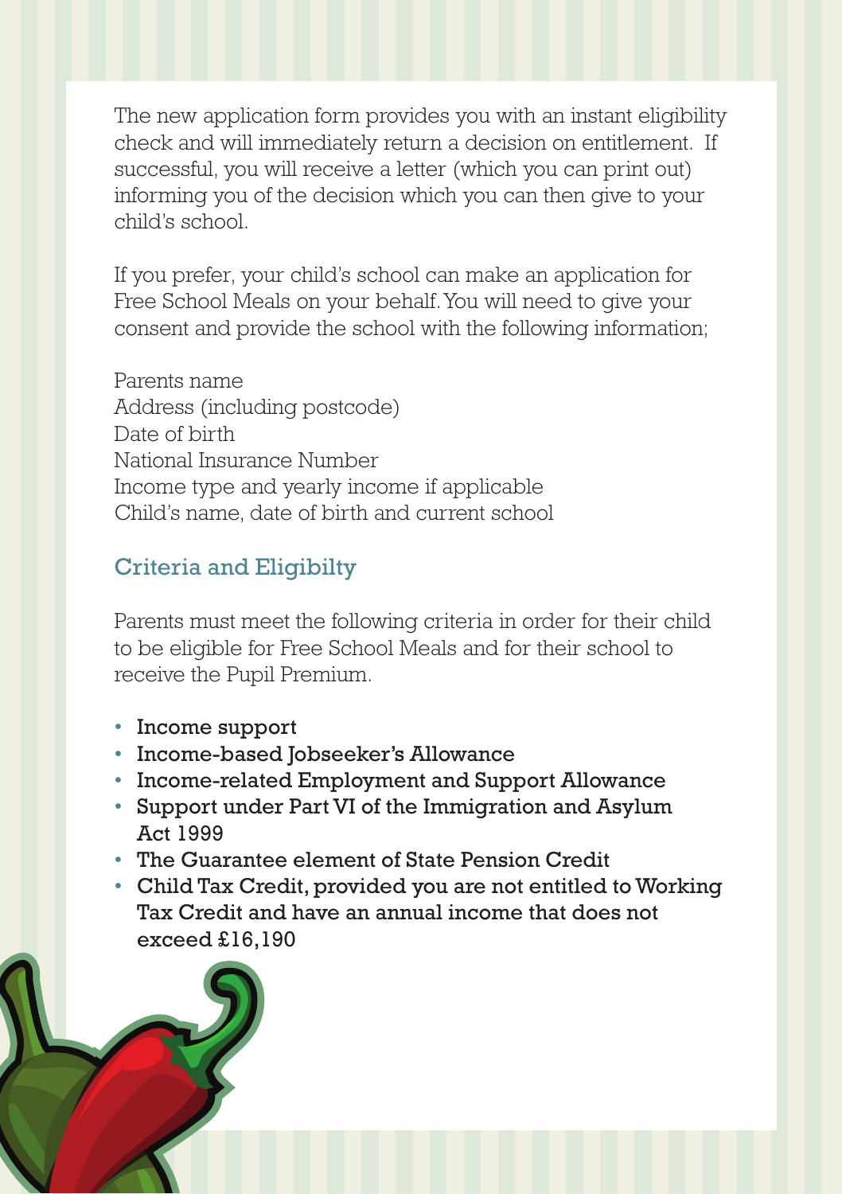The new application form provides you with an instant eligibility check and will immediately return a decision on entitlement. If successful, you will receive a letter (which you can print out) informing you of the decision which you can then give to your child's school.

If you prefer, your child's school can make an application for Free School Meals on your behalf. You will need to give your consent and provide the school with the following information;

Parents name
Address (including postcode)
Date of birth
National Insurance Number
Income type and yearly income if applicable
Child's name, date of birth and current school

## Criteria and Eligibilty

Parents must meet the following criteria in order for their child to be eligible for Free School Meals and for their school to receive the Pupil Premium.

- **Income support**
- **Income-based Jobseeker's Allowance**
- **Income-related Employment and Support Allowance**
- **Support under Part VI of the Immigration and Asylum Act 1999**
- **The Guarantee element of State Pension Credit**
- **Child Tax Credit, provided you are not entitled to Working Tax Credit and have an annual income that does not exceed £16,190**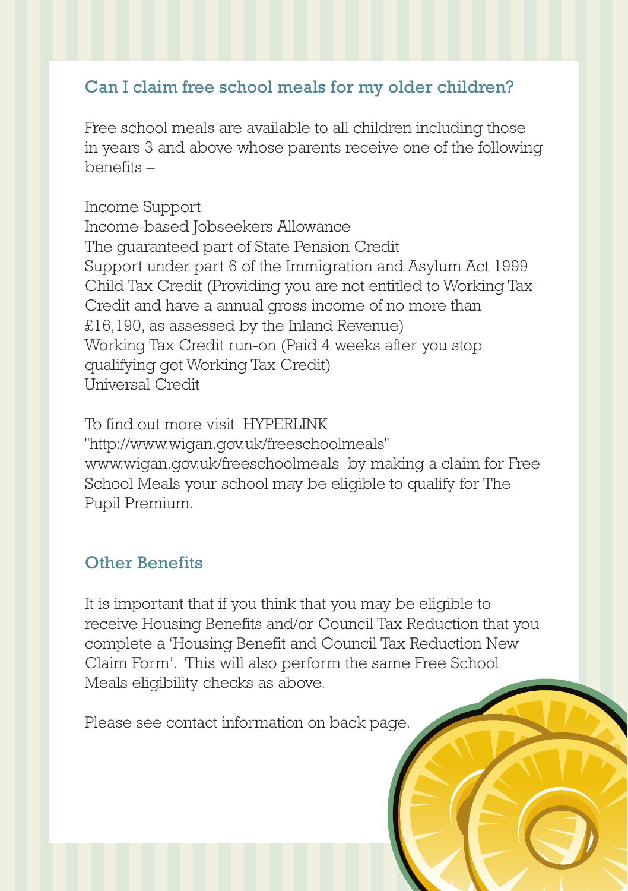## Can I claim free school meals for my older children?

Free school meals are available to all children including those in years 3 and above whose parents receive one of the following benefits –

Income Support
Income-based Jobseekers Allowance
The guaranteed part of State Pension Credit
Support under part 6 of the Immigration and Asylum Act 1999
Child Tax Credit (Providing you are not entitled to Working Tax Credit and have a annual gross income of no more than £16,190, as assessed by the Inland Revenue)
Working Tax Credit run-on (Paid 4 weeks after you stop qualifying got Working Tax Credit)
Universal Credit

To find out more visit HYPERLINK "http://www.wigan.gov.uk/freeschoolmeals" www.wigan.gov.uk/freeschoolmeals by making a claim for Free School Meals your school may be eligible to qualify for The Pupil Premium.

## Other Benefits

It is important that if you think that you may be eligible to receive Housing Benefits and/or Council Tax Reduction that you complete a 'Housing Benefit and Council Tax Reduction New Claim Form'. This will also perform the same Free School Meals eligibility checks as above.

Please see contact information on back page.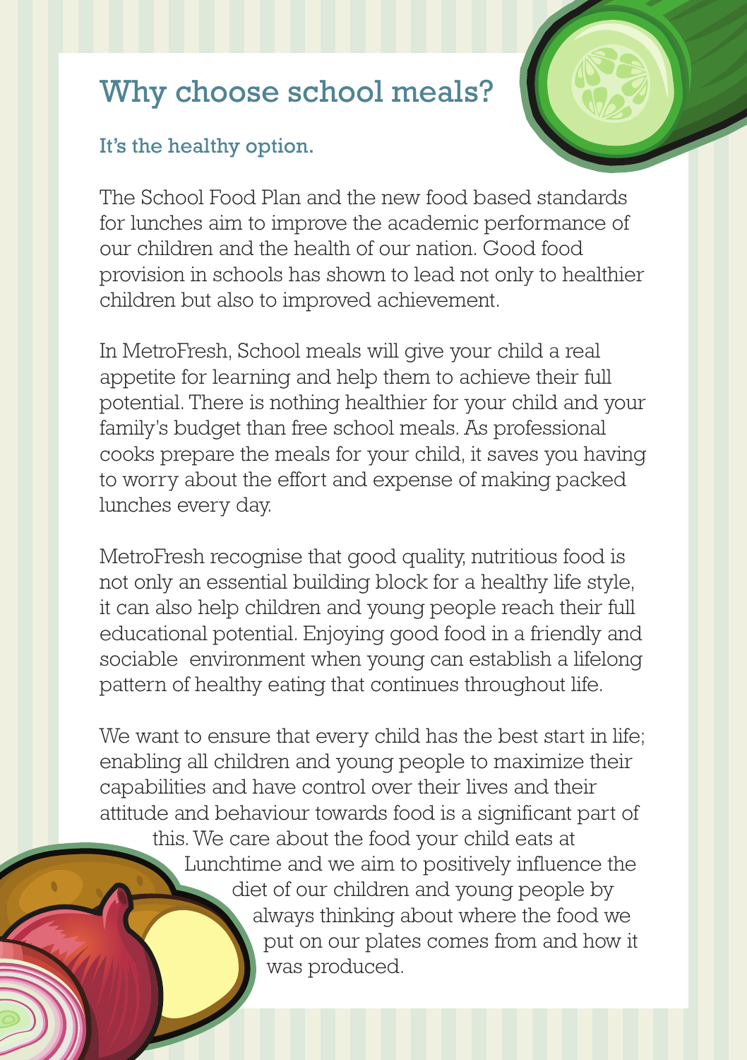# Why choose school meals?

## It's the healthy option.

The School Food Plan and the new food based standards for lunches aim to improve the academic performance of our children and the health of our nation. Good food provision in schools has shown to lead not only to healthier children but also to improved achievement.

In MetroFresh, School meals will give your child a real appetite for learning and help them to achieve their full potential. There is nothing healthier for your child and your family's budget than free school meals. As professional cooks prepare the meals for your child, it saves you having to worry about the effort and expense of making packed lunches every day.

MetroFresh recognise that good quality, nutritious food is not only an essential building block for a healthy life style, it can also help children and young people reach their full educational potential. Enjoying good food in a friendly and sociable environment when young can establish a lifelong pattern of healthy eating that continues throughout life.

We want to ensure that every child has the best start in life; enabling all children and young people to maximize their capabilities and have control over their lives and their attitude and behaviour towards food is a significant part of this. We care about the food your child eats at Lunchtime and we aim to positively influence the diet of our children and young people by always thinking about where the food we put on our plates comes from and how it was produced.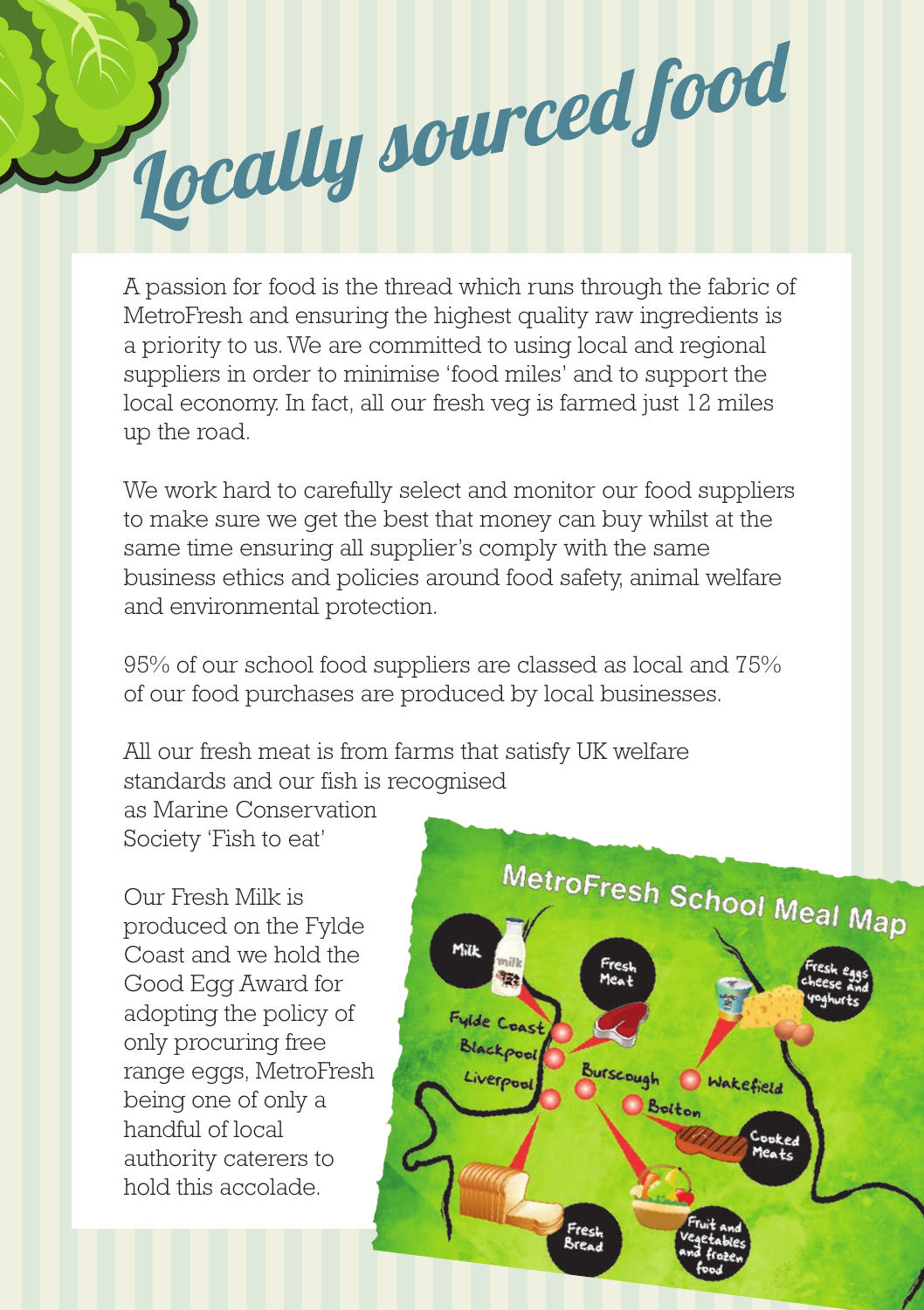# Locally sourced food

A passion for food is the thread which runs through the fabric of MetroFresh and ensuring the highest quality raw ingredients is a priority to us. We are committed to using local and regional suppliers in order to minimise 'food miles' and to support the local economy. In fact, all our fresh veg is farmed just 12 miles up the road.

We work hard to carefully select and monitor our food suppliers to make sure we get the best that money can buy whilst at the same time ensuring all supplier's comply with the same business ethics and policies around food safety, animal welfare and environmental protection.

95% of our school food suppliers are classed as local and 75% of our food purchases are produced by local businesses.

All our fresh meat is from farms that satisfy UK welfare standards and our fish is recognised as Marine Conservation Society 'Fish to eat'

Our Fresh Milk is produced on the Fylde Coast and we hold the Good Egg Award for adopting the policy of only procuring free range eggs, MetroFresh being one of only a handful of local authority caterers to hold this accolade.

MetroFresh School Meal Map

Milk — Fylde Coast
Fresh Meat — Blackpool
Fresh eggs cheese and yoghurts — Wakefield
Fresh Bread — Liverpool
Fruit and vegetables and frozen food — Burscough
Cooked Meats — Bolton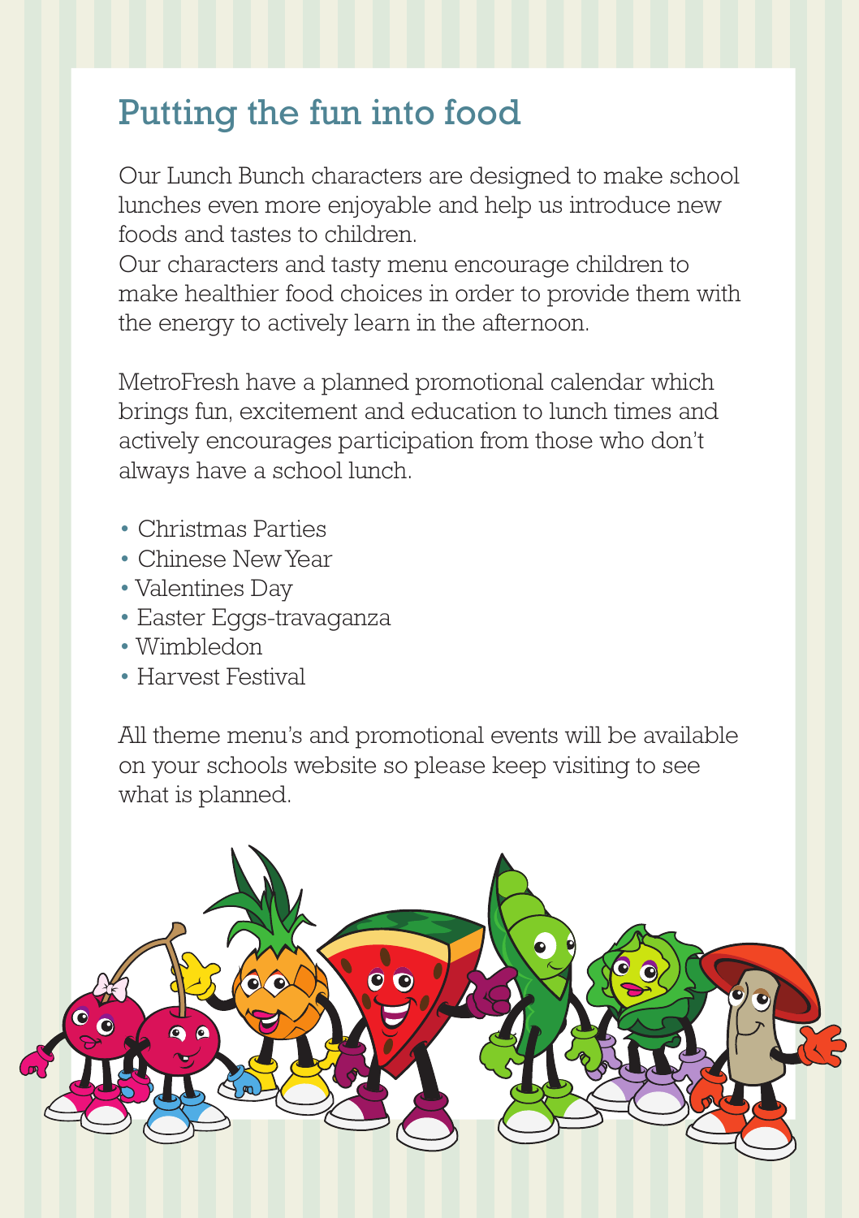# Putting the fun into food

Our Lunch Bunch characters are designed to make school lunches even more enjoyable and help us introduce new foods and tastes to children.
Our characters and tasty menu encourage children to make healthier food choices in order to provide them with the energy to actively learn in the afternoon.

MetroFresh have a planned promotional calendar which brings fun, excitement and education to lunch times and actively encourages participation from those who don't always have a school lunch.

- Christmas Parties
- Chinese New Year
- Valentines Day
- Easter Eggs-travaganza
- Wimbledon
- Harvest Festival

All theme menu's and promotional events will be available on your schools website so please keep visiting to see what is planned.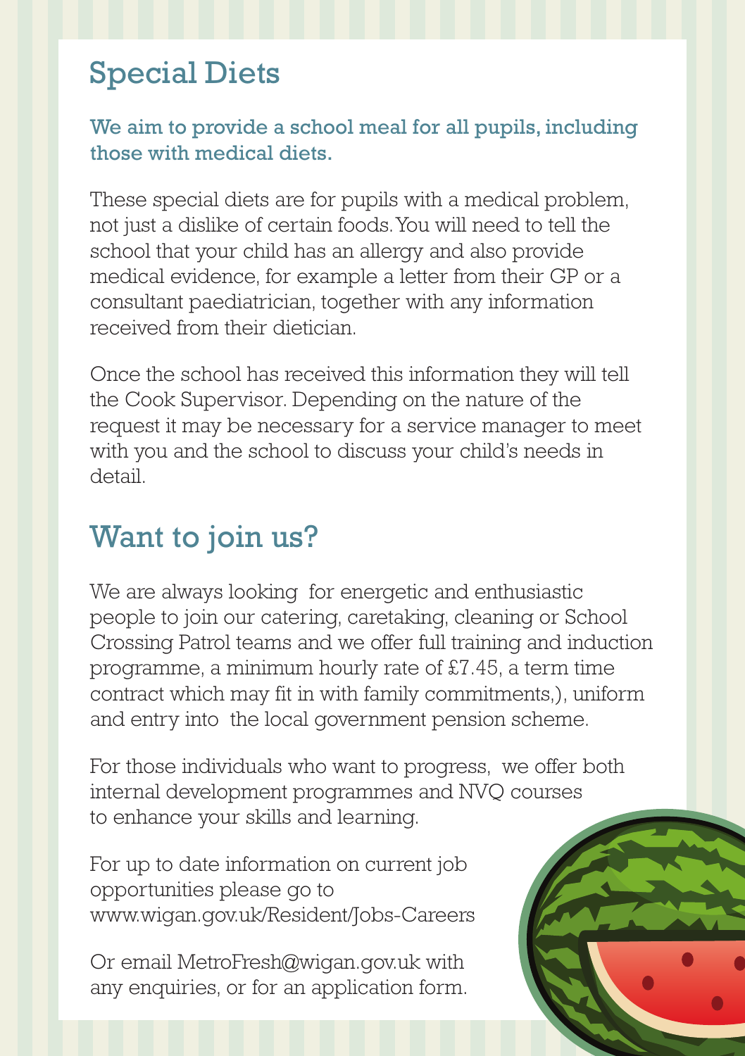## Special Diets

**We aim to provide a school meal for all pupils, including those with medical diets.**

These special diets are for pupils with a medical problem, not just a dislike of certain foods. You will need to tell the school that your child has an allergy and also provide medical evidence, for example a letter from their GP or a consultant paediatrician, together with any information received from their dietician.

Once the school has received this information they will tell the Cook Supervisor. Depending on the nature of the request it may be necessary for a service manager to meet with you and the school to discuss your child's needs in detail.

## Want to join us?

We are always looking for energetic and enthusiastic people to join our catering, caretaking, cleaning or School Crossing Patrol teams and we offer full training and induction programme, a minimum hourly rate of £7.45, a term time contract which may fit in with family commitments,), uniform and entry into the local government pension scheme.

For those individuals who want to progress, we offer both internal development programmes and NVQ courses to enhance your skills and learning.

For up to date information on current job opportunities please go to www.wigan.gov.uk/Resident/Jobs-Careers

Or email MetroFresh@wigan.gov.uk with any enquiries, or for an application form.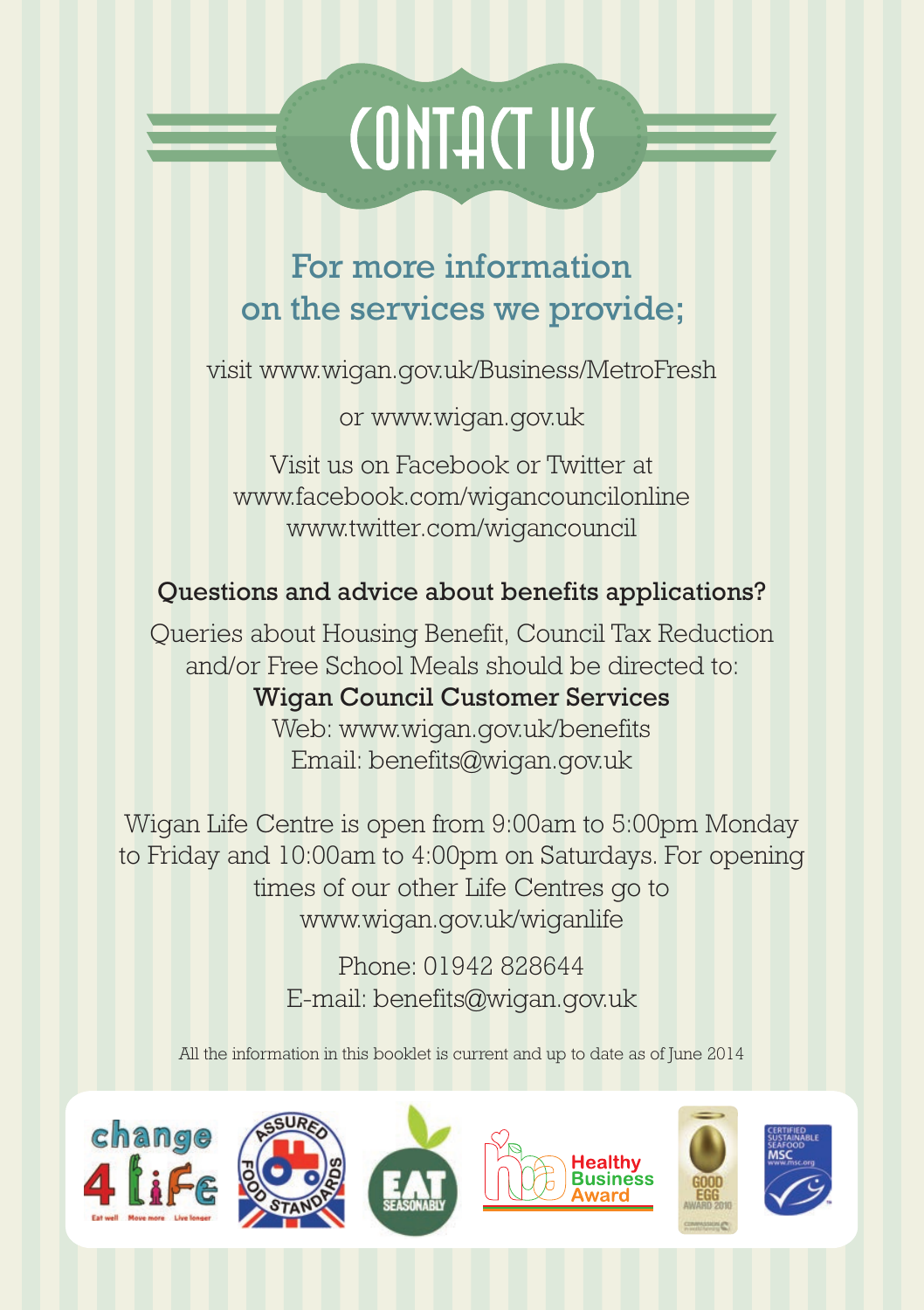# CONTACT US

## For more information on the services we provide;

visit www.wigan.gov.uk/Business/MetroFresh

or www.wigan.gov.uk

Visit us on Facebook or Twitter at
www.facebook.com/wigancouncilonline
www.twitter.com/wigancouncil

### Questions and advice about benefits applications?

Queries about Housing Benefit, Council Tax Reduction and/or Free School Meals should be directed to:

**Wigan Council Customer Services**
Web: www.wigan.gov.uk/benefits
Email: benefits@wigan.gov.uk

Wigan Life Centre is open from 9:00am to 5:00pm Monday to Friday and 10:00am to 4:00pm on Saturdays. For opening times of our other Life Centres go to www.wigan.gov.uk/wiganlife

Phone: 01942 828644
E-mail: benefits@wigan.gov.uk

All the information in this booklet is current and up to date as of June 2014